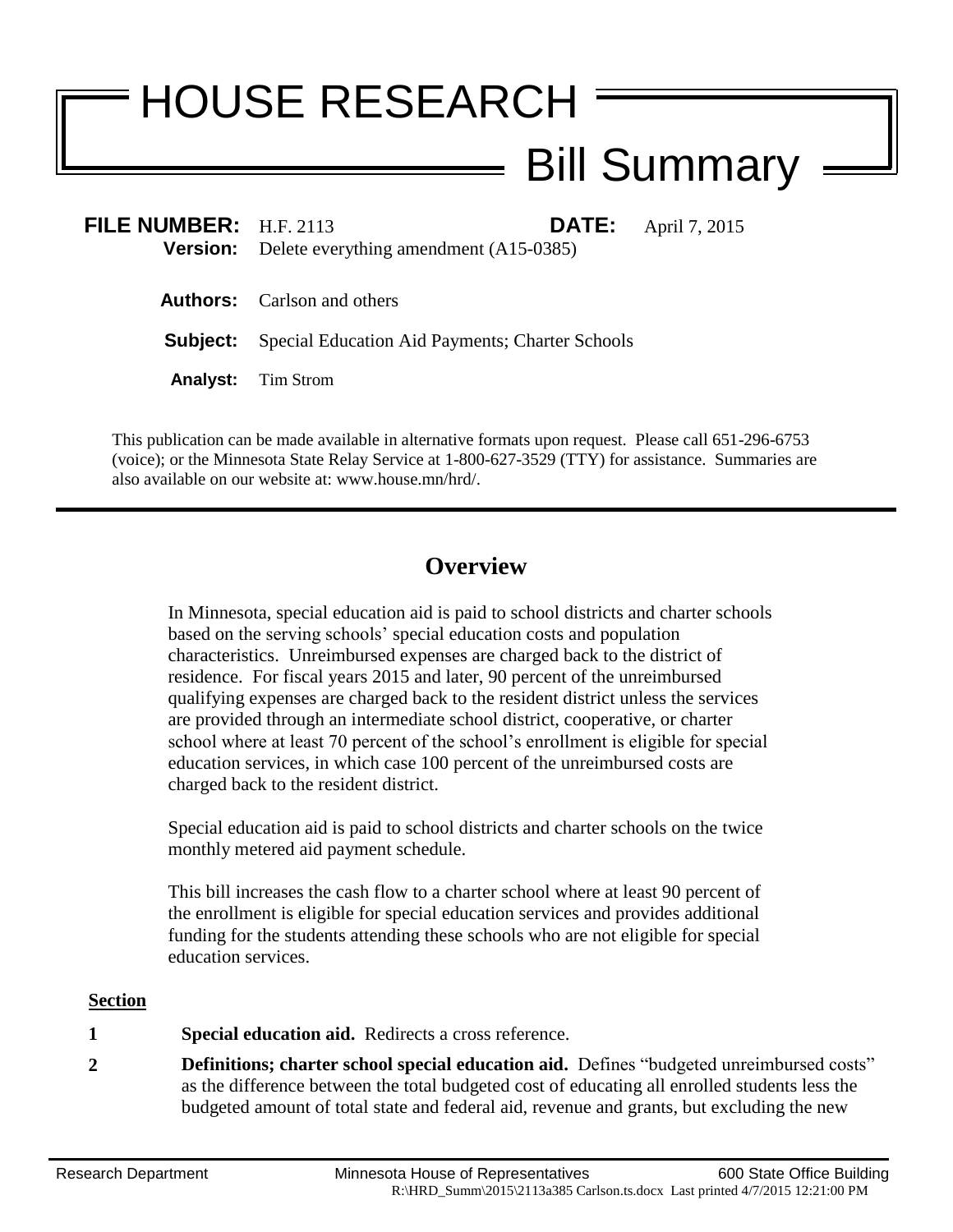# HOUSE RESEARCH

## Bill Summary

**FILE NUMBER:** H.F. 2113 **DATE:** April 7, 2015

**Version:** Delete everything amendment (A15-0385)

**Authors:** Carlson and others

**Subject:** Special Education Aid Payments; Charter Schools

**Analyst:** Tim Strom

This publication can be made available in alternative formats upon request. Please call 651-296-6753 (voice); or the Minnesota State Relay Service at 1-800-627-3529 (TTY) for assistance. Summaries are also available on our website at: www.house.mn/hrd/.

---

## Overview

In Minnesota, special education aid is paid to school districts and charter schools based on the serving schools' special education costs and population characteristics. Unreimbursed expenses are charged back to the district of residence. For fiscal years 2015 and later, 90 percent of the unreimbursed qualifying expenses are charged back to the resident district unless the services are provided through an intermediate school district, cooperative, or charter school where at least 70 percent of the school's enrollment is eligible for special education services, in which case 100 percent of the unreimbursed costs are charged back to the resident district.

Special education aid is paid to school districts and charter schools on the twice monthly metered aid payment schedule.

This bill increases the cash flow to a charter school where at least 90 percent of the enrollment is eligible for special education services and provides additional funding for the students attending these schools who are not eligible for special education services.

**Section**

**1** **Special education aid.** Redirects a cross reference.

**2** **Definitions; charter school special education aid.** Defines "budgeted unreimbursed costs" as the difference between the total budgeted cost of educating all enrolled students less the budgeted amount of total state and federal aid, revenue and grants, but excluding the new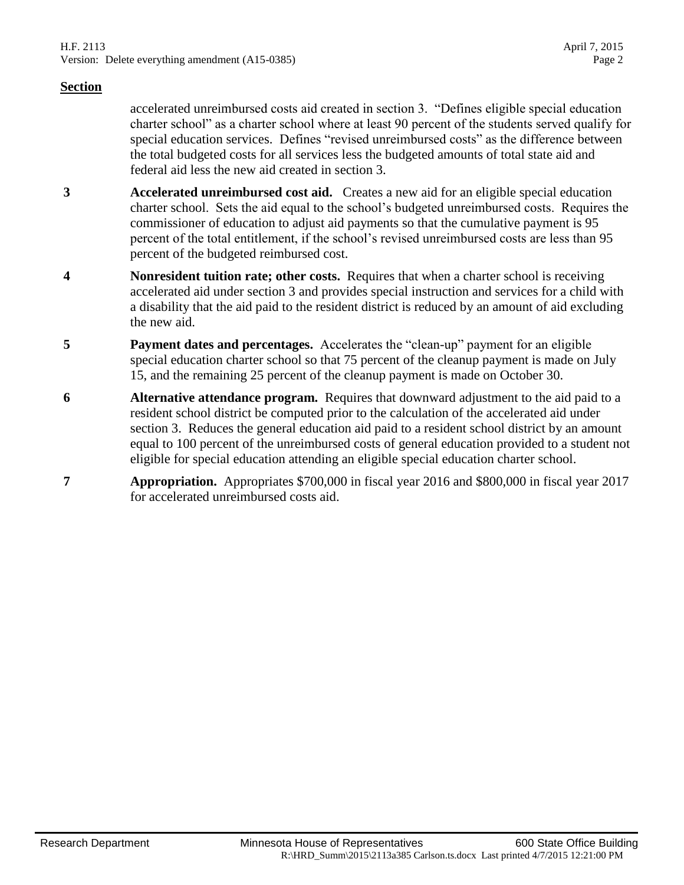**Section**

accelerated unreimbursed costs aid created in section 3. "Defines eligible special education charter school" as a charter school where at least 90 percent of the students served qualify for special education services. Defines "revised unreimbursed costs" as the difference between the total budgeted costs for all services less the budgeted amounts of total state aid and federal aid less the new aid created in section 3.

**3** **Accelerated unreimbursed cost aid.** Creates a new aid for an eligible special education charter school. Sets the aid equal to the school's budgeted unreimbursed costs. Requires the commissioner of education to adjust aid payments so that the cumulative payment is 95 percent of the total entitlement, if the school's revised unreimbursed costs are less than 95 percent of the budgeted reimbursed cost.

**4** **Nonresident tuition rate; other costs.** Requires that when a charter school is receiving accelerated aid under section 3 and provides special instruction and services for a child with a disability that the aid paid to the resident district is reduced by an amount of aid excluding the new aid.

**5** **Payment dates and percentages.** Accelerates the "clean-up" payment for an eligible special education charter school so that 75 percent of the cleanup payment is made on July 15, and the remaining 25 percent of the cleanup payment is made on October 30.

**6** **Alternative attendance program.** Requires that downward adjustment to the aid paid to a resident school district be computed prior to the calculation of the accelerated aid under section 3. Reduces the general education aid paid to a resident school district by an amount equal to 100 percent of the unreimbursed costs of general education provided to a student not eligible for special education attending an eligible special education charter school.

**7** **Appropriation.** Appropriates $700,000 in fiscal year 2016 and $800,000 in fiscal year 2017 for accelerated unreimbursed costs aid.